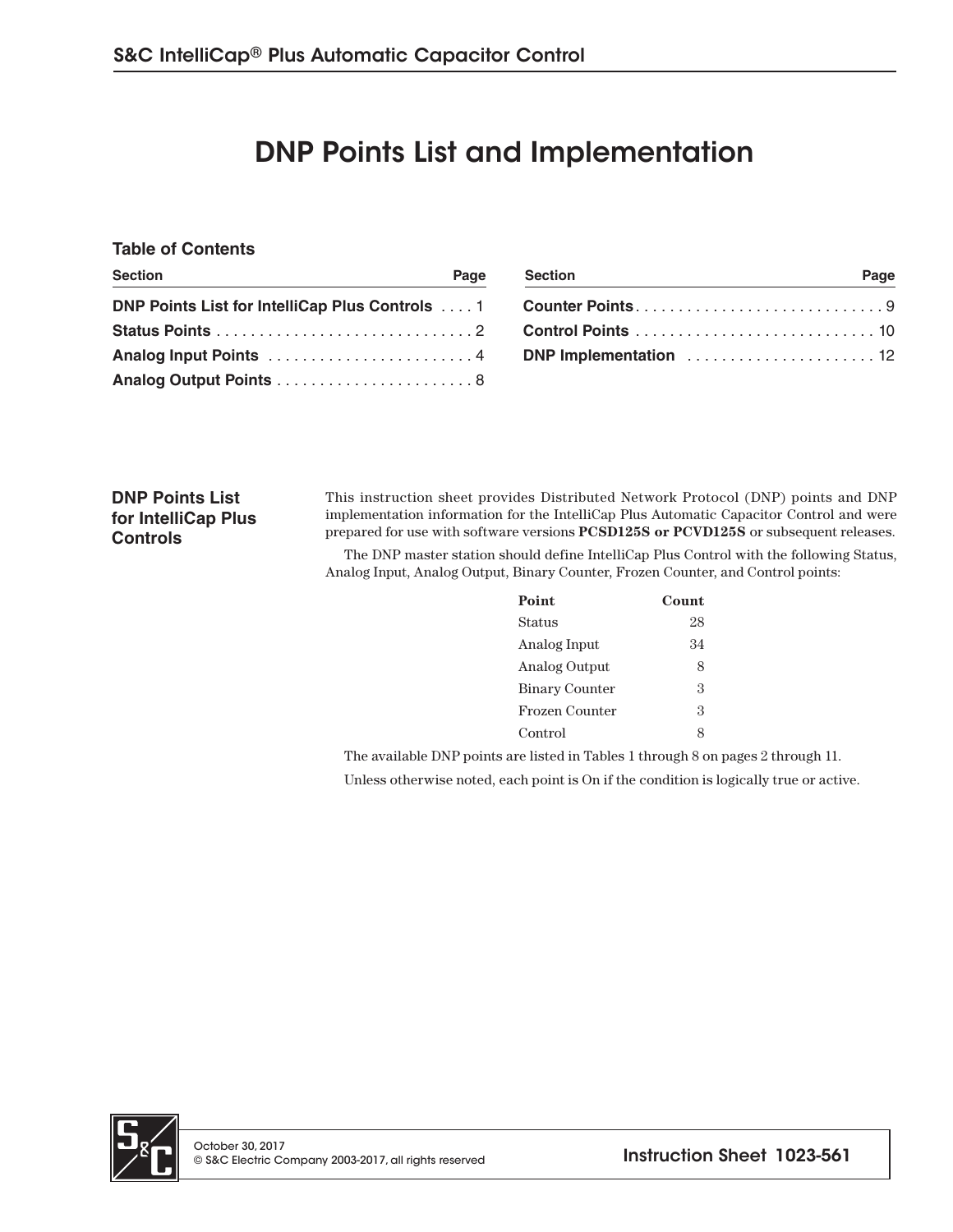# DNP Points List and Implementation

## Table of Contents

| Section | Page |
|---|---|
| **DNP Points List for IntelliCap Plus Controls** | 1 |
| **Status Points** | 2 |
| **Analog Input Points** | 4 |
| **Analog Output Points** | 8 |
| **Counter Points** | 9 |
| **Control Points** | 10 |
| **DNP Implementation** | 12 |

## DNP Points List for IntelliCap Plus Controls

This instruction sheet provides Distributed Network Protocol (DNP) points and DNP implementation information for the IntelliCap Plus Automatic Capacitor Control and were prepared for use with software versions **PCSD125S or PCVD125S** or subsequent releases.

The DNP master station should define IntelliCap Plus Control with the following Status, Analog Input, Analog Output, Binary Counter, Frozen Counter, and Control points:

| Point | Count |
|---|---|
| Status | 28 |
| Analog Input | 34 |
| Analog Output | 8 |
| Binary Counter | 3 |
| Frozen Counter | 3 |
| Control | 8 |

The available DNP points are listed in Tables 1 through 8 on pages 2 through 11.

Unless otherwise noted, each point is On if the condition is logically true or active.

October 30, 2017
© S&C Electric Company 2003-2017, all rights reserved

Instruction Sheet 1023-561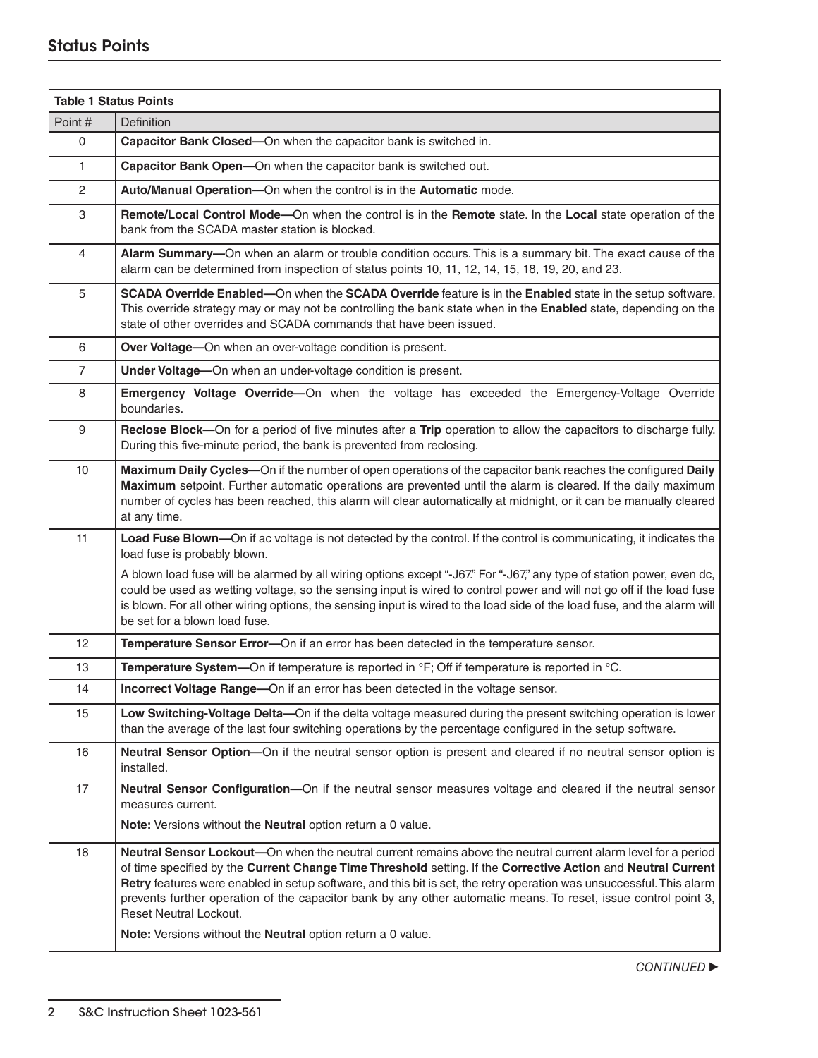## Status Points

| Table 1 Status Points | |
|---|---|
| Point # | Definition |
| 0 | **Capacitor Bank Closed—**On when the capacitor bank is switched in. |
| 1 | **Capacitor Bank Open—**On when the capacitor bank is switched out. |
| 2 | **Auto/Manual Operation—**On when the control is in the **Automatic** mode. |
| 3 | **Remote/Local Control Mode—**On when the control is in the **Remote** state. In the **Local** state operation of the bank from the SCADA master station is blocked. |
| 4 | **Alarm Summary—**On when an alarm or trouble condition occurs. This is a summary bit. The exact cause of the alarm can be determined from inspection of status points 10, 11, 12, 14, 15, 18, 19, 20, and 23. |
| 5 | **SCADA Override Enabled—**On when the **SCADA Override** feature is in the **Enabled** state in the setup software. This override strategy may or may not be controlling the bank state when in the **Enabled** state, depending on the state of other overrides and SCADA commands that have been issued. |
| 6 | **Over Voltage—**On when an over-voltage condition is present. |
| 7 | **Under Voltage—**On when an under-voltage condition is present. |
| 8 | **Emergency Voltage Override—**On when the voltage has exceeded the Emergency-Voltage Override boundaries. |
| 9 | **Reclose Block—**On for a period of five minutes after a **Trip** operation to allow the capacitors to discharge fully. During this five-minute period, the bank is prevented from reclosing. |
| 10 | **Maximum Daily Cycles—**On if the number of open operations of the capacitor bank reaches the configured **Daily Maximum** setpoint. Further automatic operations are prevented until the alarm is cleared. If the daily maximum number of cycles has been reached, this alarm will clear automatically at midnight, or it can be manually cleared at any time. |
| 11 | **Load Fuse Blown—**On if ac voltage is not detected by the control. If the control is communicating, it indicates the load fuse is probably blown.<br><br>A blown load fuse will be alarmed by all wiring options except "-J67." For "-J67," any type of station power, even dc, could be used as wetting voltage, so the sensing input is wired to control power and will not go off if the load fuse is blown. For all other wiring options, the sensing input is wired to the load side of the load fuse, and the alarm will be set for a blown load fuse. |
| 12 | **Temperature Sensor Error—**On if an error has been detected in the temperature sensor. |
| 13 | **Temperature System—**On if temperature is reported in °F; Off if temperature is reported in °C. |
| 14 | **Incorrect Voltage Range**—On if an error has been detected in the voltage sensor. |
| 15 | **Low Switching-Voltage Delta—**On if the delta voltage measured during the present switching operation is lower than the average of the last four switching operations by the percentage configured in the setup software. |
| 16 | **Neutral Sensor Option—**On if the neutral sensor option is present and cleared if no neutral sensor option is installed. |
| 17 | **Neutral Sensor Configuration—**On if the neutral sensor measures voltage and cleared if the neutral sensor measures current.<br><br>**Note:** Versions without the **Neutral** option return a 0 value. |
| 18 | **Neutral Sensor Lockout—**On when the neutral current remains above the neutral current alarm level for a period of time specified by the **Current Change Time Threshold** setting. If the **Corrective Action** and **Neutral Current Retry** features were enabled in setup software, and this bit is set, the retry operation was unsuccessful. This alarm prevents further operation of the capacitor bank by any other automatic means. To reset, issue control point 3, Reset Neutral Lockout.<br><br>**Note:** Versions without the **Neutral** option return a 0 value. |

*CONTINUED ►*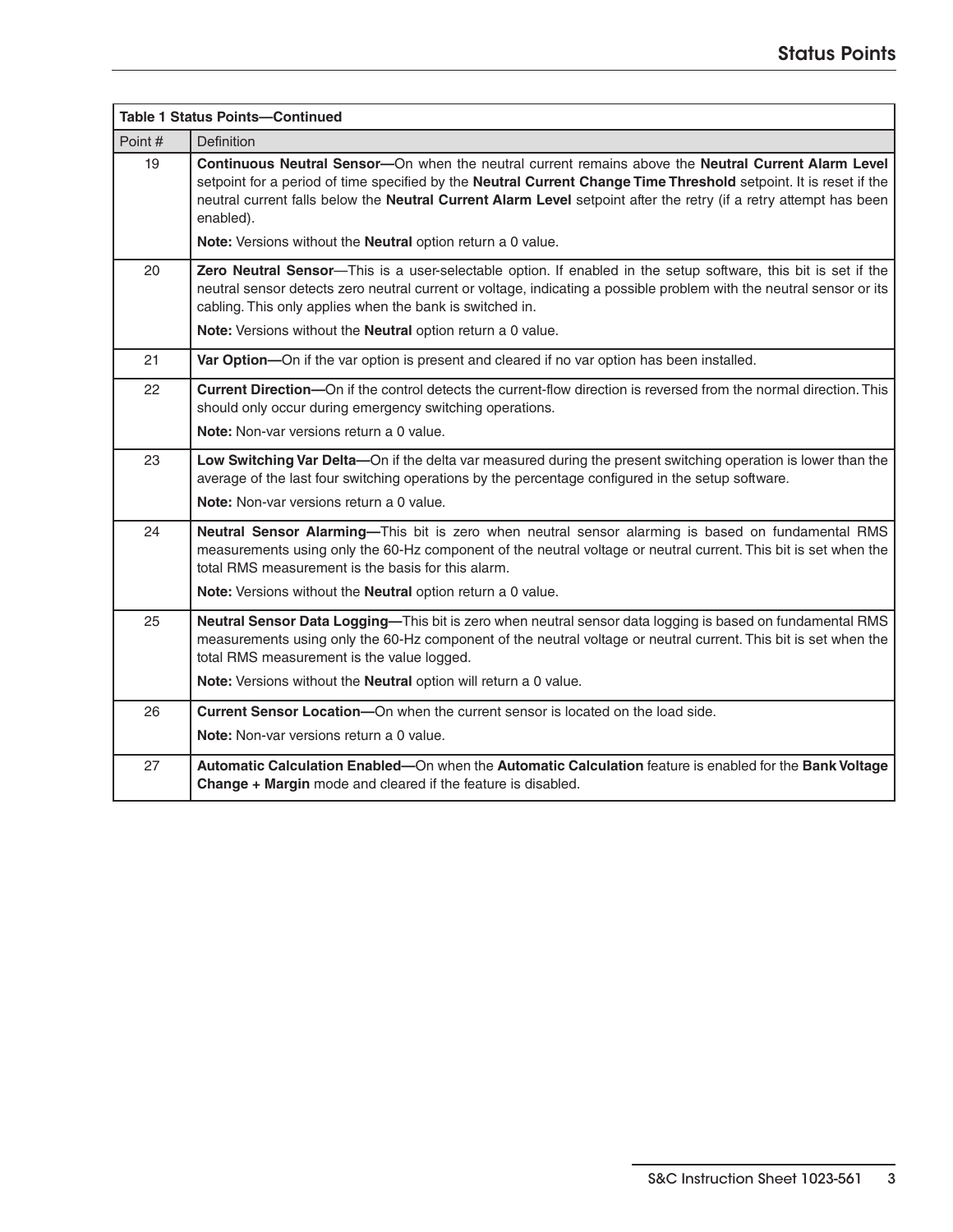| Table 1 Status Points—Continued | |
|---|---|
| Point # | Definition |
| 19 | **Continuous Neutral Sensor—**On when the neutral current remains above the **Neutral Current Alarm Level** setpoint for a period of time specified by the **Neutral Current Change Time Threshold** setpoint. It is reset if the neutral current falls below the **Neutral Current Alarm Level** setpoint after the retry (if a retry attempt has been enabled).<br><br>**Note:** Versions without the **Neutral** option return a 0 value. |
| 20 | **Zero Neutral Sensor**—This is a user-selectable option. If enabled in the setup software, this bit is set if the neutral sensor detects zero neutral current or voltage, indicating a possible problem with the neutral sensor or its cabling. This only applies when the bank is switched in.<br><br>**Note:** Versions without the **Neutral** option return a 0 value. |
| 21 | **Var Option—**On if the var option is present and cleared if no var option has been installed. |
| 22 | **Current Direction—**On if the control detects the current-flow direction is reversed from the normal direction. This should only occur during emergency switching operations.<br><br>**Note:** Non-var versions return a 0 value. |
| 23 | **Low Switching Var Delta—**On if the delta var measured during the present switching operation is lower than the average of the last four switching operations by the percentage configured in the setup software.<br><br>**Note:** Non-var versions return a 0 value. |
| 24 | **Neutral Sensor Alarming—**This bit is zero when neutral sensor alarming is based on fundamental RMS measurements using only the 60-Hz component of the neutral voltage or neutral current. This bit is set when the total RMS measurement is the basis for this alarm.<br><br>**Note:** Versions without the **Neutral** option return a 0 value. |
| 25 | **Neutral Sensor Data Logging—**This bit is zero when neutral sensor data logging is based on fundamental RMS measurements using only the 60-Hz component of the neutral voltage or neutral current. This bit is set when the total RMS measurement is the value logged.<br><br>**Note:** Versions without the **Neutral** option will return a 0 value. |
| 26 | **Current Sensor Location—**On when the current sensor is located on the load side.<br><br>**Note:** Non-var versions return a 0 value. |
| 27 | **Automatic Calculation Enabled**—On when the **Automatic Calculation** feature is enabled for the **Bank Voltage Change + Margin** mode and cleared if the feature is disabled. |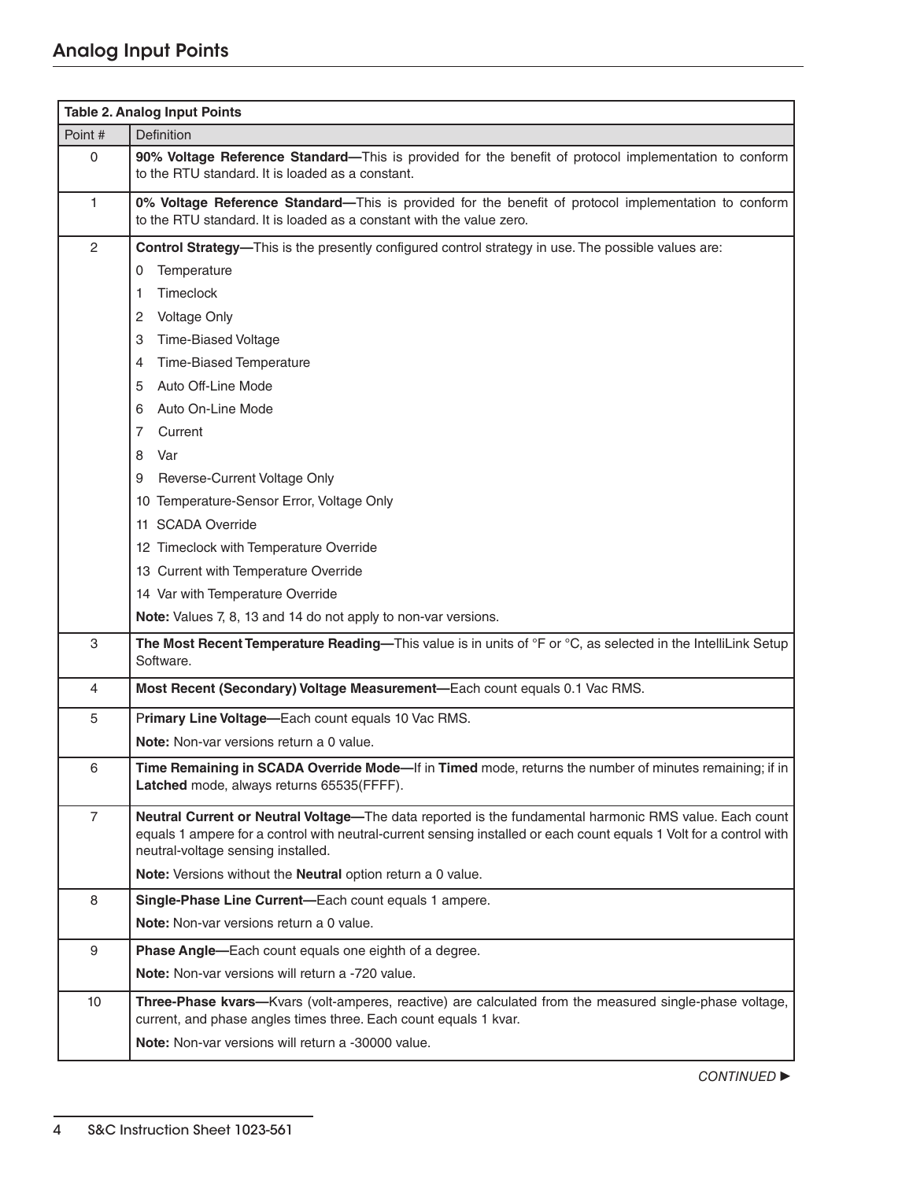## Analog Input Points

| Table 2. Analog Input Points | |
|---|---|
| Point # | Definition |
| 0 | **90% Voltage Reference Standard—**This is provided for the benefit of protocol implementation to conform to the RTU standard. It is loaded as a constant. |
| 1 | **0% Voltage Reference Standard—**This is provided for the benefit of protocol implementation to conform to the RTU standard. It is loaded as a constant with the value zero. |
| 2 | **Control Strategy—**This is the presently configured control strategy in use. The possible values are:<br>0 Temperature<br>1 Timeclock<br>2 Voltage Only<br>3 Time-Biased Voltage<br>4 Time-Biased Temperature<br>5 Auto Off-Line Mode<br>6 Auto On-Line Mode<br>7 Current<br>8 Var<br>9 Reverse-Current Voltage Only<br>10 Temperature-Sensor Error, Voltage Only<br>11 SCADA Override<br>12 Timeclock with Temperature Override<br>13 Current with Temperature Override<br>14 Var with Temperature Override<br>**Note:** Values 7, 8, 13 and 14 do not apply to non-var versions. |
| 3 | **The Most Recent Temperature Reading—**This value is in units of °F or °C, as selected in the IntelliLink Setup Software. |
| 4 | **Most Recent (Secondary) Voltage Measurement—**Each count equals 0.1 Vac RMS. |
| 5 | P**rimary Line Voltage—**Each count equals 10 Vac RMS.<br>**Note:** Non-var versions return a 0 value. |
| 6 | **Time Remaining in SCADA Override Mode—**If in **Timed** mode, returns the number of minutes remaining; if in **Latched** mode, always returns 65535(FFFF). |
| 7 | **Neutral Current or Neutral Voltage—**The data reported is the fundamental harmonic RMS value. Each count equals 1 ampere for a control with neutral-current sensing installed or each count equals 1 Volt for a control with neutral-voltage sensing installed.<br>**Note:** Versions without the **Neutral** option return a 0 value. |
| 8 | **Single-Phase Line Current—**Each count equals 1 ampere.<br>**Note:** Non-var versions return a 0 value. |
| 9 | **Phase Angle—**Each count equals one eighth of a degree.<br>**Note:** Non-var versions will return a -720 value. |
| 10 | **Three-Phase kvars—**Kvars (volt-amperes, reactive) are calculated from the measured single-phase voltage, current, and phase angles times three. Each count equals 1 kvar.<br>**Note:** Non-var versions will return a -30000 value. |

*CONTINUED ►*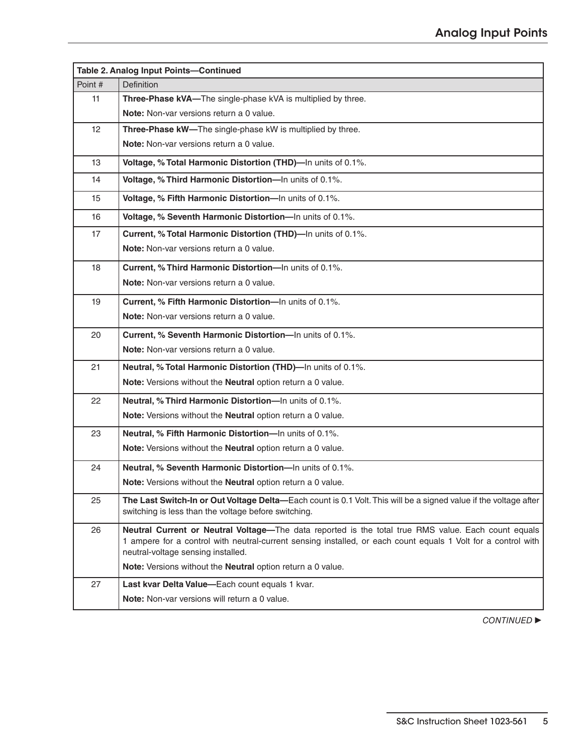| Table 2. Analog Input Points—Continued | |
|---|---|
| Point # | Definition |
| 11 | **Three-Phase kVA—**The single-phase kVA is multiplied by three.<br>**Note:** Non-var versions return a 0 value. |
| 12 | **Three-Phase kW—**The single-phase kW is multiplied by three.<br>**Note:** Non-var versions return a 0 value. |
| 13 | **Voltage, % Total Harmonic Distortion (THD)—**In units of 0.1%. |
| 14 | **Voltage, % Third Harmonic Distortion—**In units of 0.1%. |
| 15 | **Voltage, % Fifth Harmonic Distortion—**In units of 0.1%. |
| 16 | **Voltage, % Seventh Harmonic Distortion—**In units of 0.1%. |
| 17 | **Current, % Total Harmonic Distortion (THD)—**In units of 0.1%.<br>**Note:** Non-var versions return a 0 value. |
| 18 | **Current, % Third Harmonic Distortion—**In units of 0.1%.<br>**Note:** Non-var versions return a 0 value. |
| 19 | **Current, % Fifth Harmonic Distortion—**In units of 0.1%.<br>**Note:** Non-var versions return a 0 value. |
| 20 | **Current, % Seventh Harmonic Distortion—**In units of 0.1%.<br>**Note:** Non-var versions return a 0 value. |
| 21 | **Neutral, % Total Harmonic Distortion (THD)—**In units of 0.1%.<br>**Note:** Versions without the **Neutral** option return a 0 value. |
| 22 | **Neutral, % Third Harmonic Distortion—**In units of 0.1%.<br>**Note:** Versions without the **Neutral** option return a 0 value. |
| 23 | **Neutral, % Fifth Harmonic Distortion—**In units of 0.1%.<br>**Note:** Versions without the **Neutral** option return a 0 value. |
| 24 | **Neutral, % Seventh Harmonic Distortion—**In units of 0.1%.<br>**Note:** Versions without the **Neutral** option return a 0 value. |
| 25 | **The Last Switch-In or Out Voltage Delta—**Each count is 0.1 Volt. This will be a signed value if the voltage after switching is less than the voltage before switching. |
| 26 | **Neutral Current or Neutral Voltage—**The data reported is the total true RMS value. Each count equals 1 ampere for a control with neutral-current sensing installed, or each count equals 1 Volt for a control with neutral-voltage sensing installed.<br>**Note:** Versions without the **Neutral** option return a 0 value. |
| 27 | **Last kvar Delta Value—**Each count equals 1 kvar.<br>**Note:** Non-var versions will return a 0 value. |

*CONTINUED ►*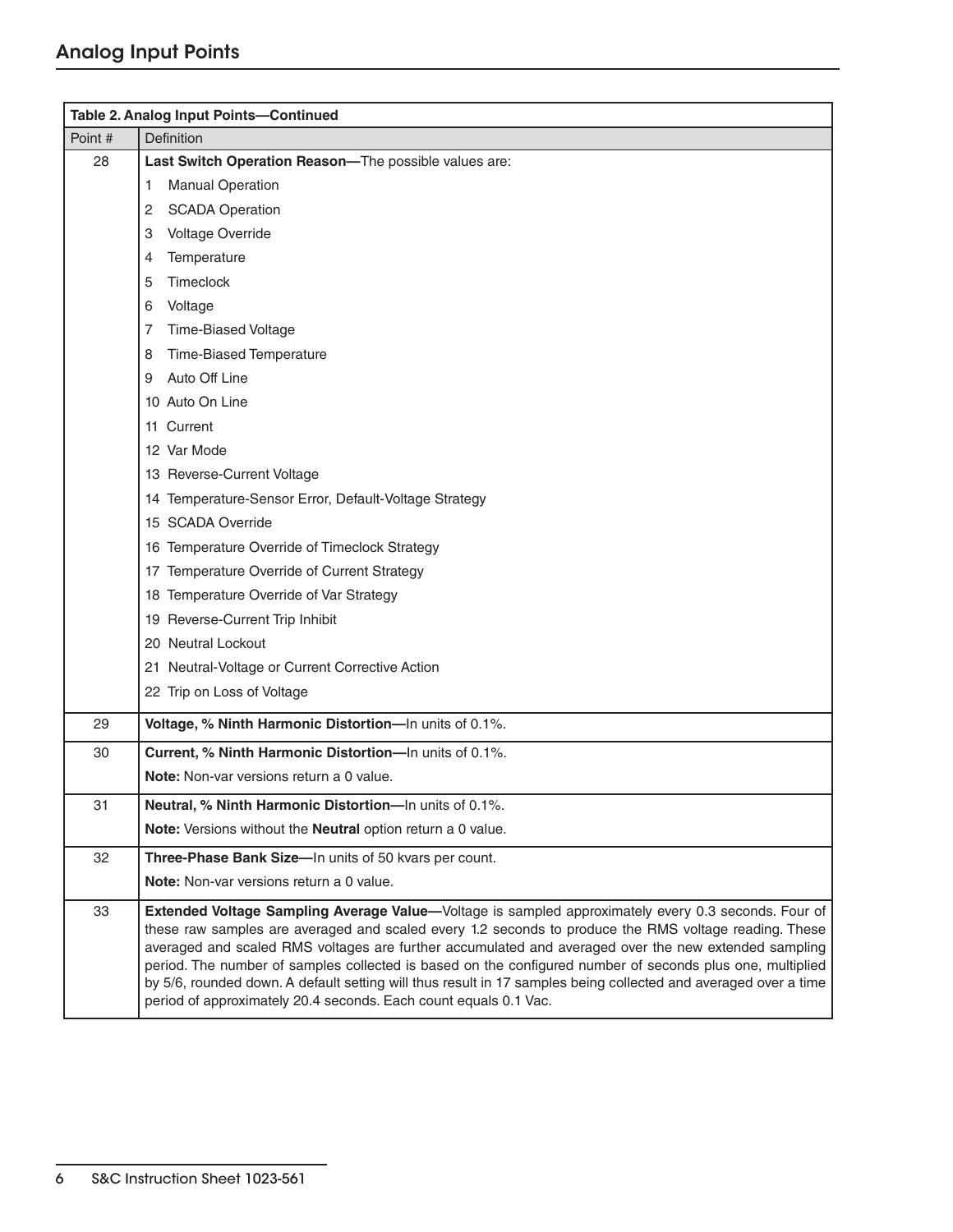## Analog Input Points

| Table 2. Analog Input Points—Continued | |
|---|---|
| Point # | Definition |
| 28 | **Last Switch Operation Reason—**The possible values are:<br>1 Manual Operation<br>2 SCADA Operation<br>3 Voltage Override<br>4 Temperature<br>5 Timeclock<br>6 Voltage<br>7 Time-Biased Voltage<br>8 Time-Biased Temperature<br>9 Auto Off Line<br>10 Auto On Line<br>11 Current<br>12 Var Mode<br>13 Reverse-Current Voltage<br>14 Temperature-Sensor Error, Default-Voltage Strategy<br>15 SCADA Override<br>16 Temperature Override of Timeclock Strategy<br>17 Temperature Override of Current Strategy<br>18 Temperature Override of Var Strategy<br>19 Reverse-Current Trip Inhibit<br>20 Neutral Lockout<br>21 Neutral-Voltage or Current Corrective Action<br>22 Trip on Loss of Voltage |
| 29 | **Voltage, % Ninth Harmonic Distortion—**In units of 0.1%. |
| 30 | **Current, % Ninth Harmonic Distortion—**In units of 0.1%.<br>**Note:** Non-var versions return a 0 value. |
| 31 | **Neutral, % Ninth Harmonic Distortion—**In units of 0.1%.<br>**Note:** Versions without the **Neutral** option return a 0 value. |
| 32 | **Three-Phase Bank Size**—In units of 50 kvars per count.<br>**Note:** Non-var versions return a 0 value. |
| 33 | **Extended Voltage Sampling Average Value—**Voltage is sampled approximately every 0.3 seconds. Four of these raw samples are averaged and scaled every 1.2 seconds to produce the RMS voltage reading. These averaged and scaled RMS voltages are further accumulated and averaged over the new extended sampling period. The number of samples collected is based on the configured number of seconds plus one, multiplied by 5/6, rounded down. A default setting will thus result in 17 samples being collected and averaged over a time period of approximately 20.4 seconds. Each count equals 0.1 Vac. |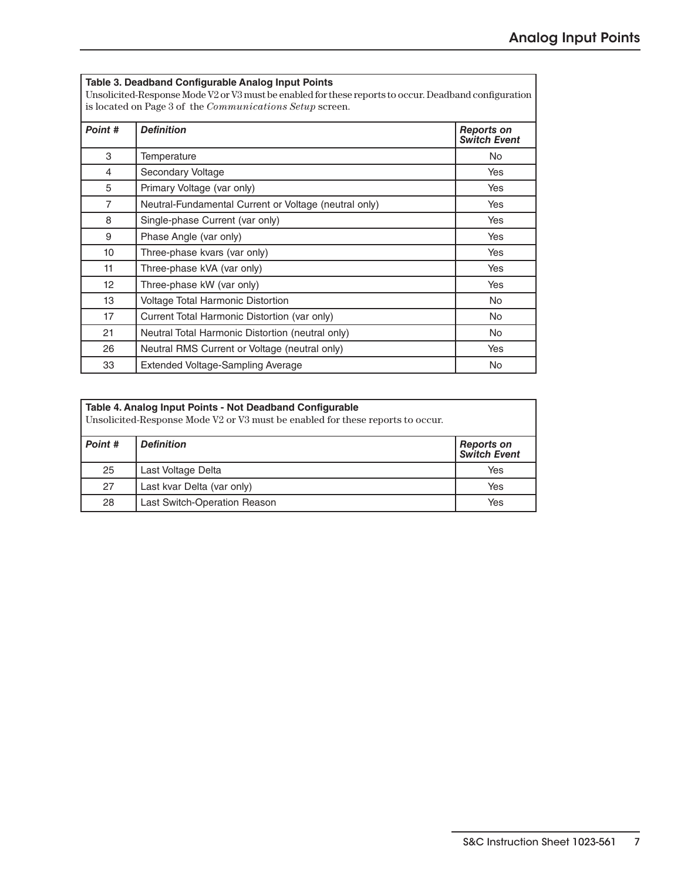## Analog Input Points

**Table 3. Deadband Configurable Analog Input Points**

Unsolicited-Response Mode V2 or V3 must be enabled for these reports to occur. Deadband configuration is located on Page 3 of the *Communications Setup* screen.

| *Point #* | *Definition* | *Reports on Switch Event* |
|---|---|---|
| 3 | Temperature | No |
| 4 | Secondary Voltage | Yes |
| 5 | Primary Voltage (var only) | Yes |
| 7 | Neutral-Fundamental Current or Voltage (neutral only) | Yes |
| 8 | Single-phase Current (var only) | Yes |
| 9 | Phase Angle (var only) | Yes |
| 10 | Three-phase kvars (var only) | Yes |
| 11 | Three-phase kVA (var only) | Yes |
| 12 | Three-phase kW (var only) | Yes |
| 13 | Voltage Total Harmonic Distortion | No |
| 17 | Current Total Harmonic Distortion (var only) | No |
| 21 | Neutral Total Harmonic Distortion (neutral only) | No |
| 26 | Neutral RMS Current or Voltage (neutral only) | Yes |
| 33 | Extended Voltage-Sampling Average | No |

**Table 4. Analog Input Points - Not Deadband Configurable**

Unsolicited-Response Mode V2 or V3 must be enabled for these reports to occur.

| *Point #* | *Definition* | *Reports on Switch Event* |
|---|---|---|
| 25 | Last Voltage Delta | Yes |
| 27 | Last kvar Delta (var only) | Yes |
| 28 | Last Switch-Operation Reason | Yes |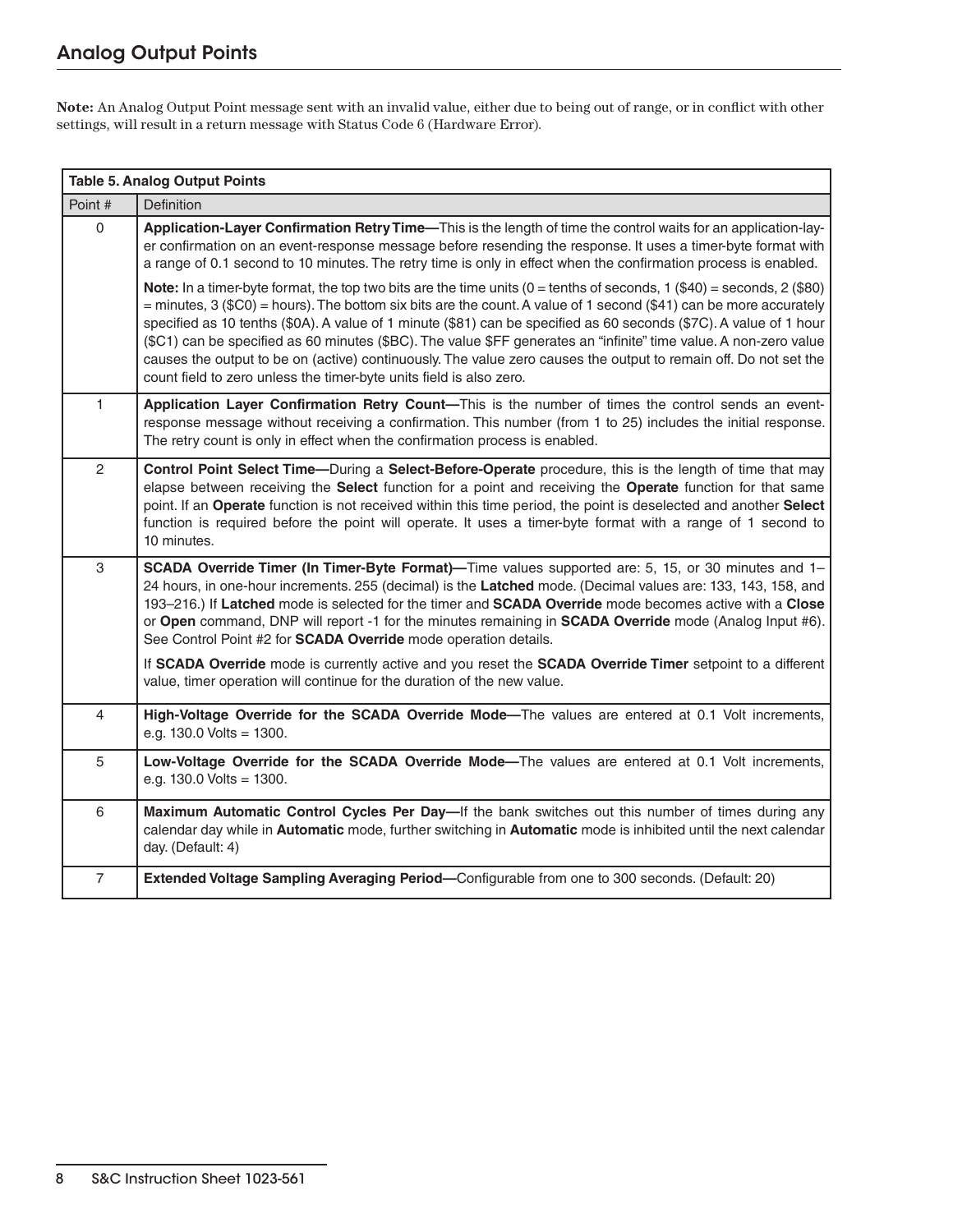## Analog Output Points

**Note:** An Analog Output Point message sent with an invalid value, either due to being out of range, or in conflict with other settings, will result in a return message with Status Code 6 (Hardware Error).

| **Table 5. Analog Output Points** | |
|---|---|
| Point # | Definition |
| 0 | **Application-Layer Confirmation Retry Time—**This is the length of time the control waits for an application-layer confirmation on an event-response message before resending the response. It uses a timer-byte format with a range of 0.1 second to 10 minutes. The retry time is only in effect when the confirmation process is enabled.<br><br>**Note:** In a timer-byte format, the top two bits are the time units (0 = tenths of seconds, 1 ($40) = seconds, 2 ($80) = minutes, 3 ($C0) = hours). The bottom six bits are the count. A value of 1 second ($41) can be more accurately specified as 10 tenths ($0A). A value of 1 minute ($81) can be specified as 60 seconds ($7C). A value of 1 hour ($C1) can be specified as 60 minutes ($BC). The value $FF generates an "infinite" time value. A non-zero value causes the output to be on (active) continuously. The value zero causes the output to remain off. Do not set the count field to zero unless the timer-byte units field is also zero. |
| 1 | **Application Layer Confirmation Retry Count—**This is the number of times the control sends an event-response message without receiving a confirmation. This number (from 1 to 25) includes the initial response. The retry count is only in effect when the confirmation process is enabled. |
| 2 | **Control Point Select Time—**During a **Select-Before-Operate** procedure, this is the length of time that may elapse between receiving the **Select** function for a point and receiving the **Operate** function for that same point. If an **Operate** function is not received within this time period, the point is deselected and another **Select** function is required before the point will operate. It uses a timer-byte format with a range of 1 second to 10 minutes. |
| 3 | **SCADA Override Timer (In Timer-Byte Format)—**Time values supported are: 5, 15, or 30 minutes and 1–24 hours, in one-hour increments. 255 (decimal) is the **Latched** mode. (Decimal values are: 133, 143, 158, and 193–216.) If **Latched** mode is selected for the timer and **SCADA Override** mode becomes active with a **Close** or **Open** command, DNP will report -1 for the minutes remaining in **SCADA Override** mode (Analog Input #6). See Control Point #2 for **SCADA Override** mode operation details.<br><br>If **SCADA Override** mode is currently active and you reset the **SCADA Override Timer** setpoint to a different value, timer operation will continue for the duration of the new value. |
| 4 | **High-Voltage Override for the SCADA Override Mode—**The values are entered at 0.1 Volt increments, e.g. 130.0 Volts = 1300. |
| 5 | **Low-Voltage Override for the SCADA Override Mode—**The values are entered at 0.1 Volt increments, e.g. 130.0 Volts = 1300. |
| 6 | **Maximum Automatic Control Cycles Per Day—**If the bank switches out this number of times during any calendar day while in **Automatic** mode, further switching in **Automatic** mode is inhibited until the next calendar day. (Default: 4) |
| 7 | **Extended Voltage Sampling Averaging Period—**Configurable from one to 300 seconds. (Default: 20) |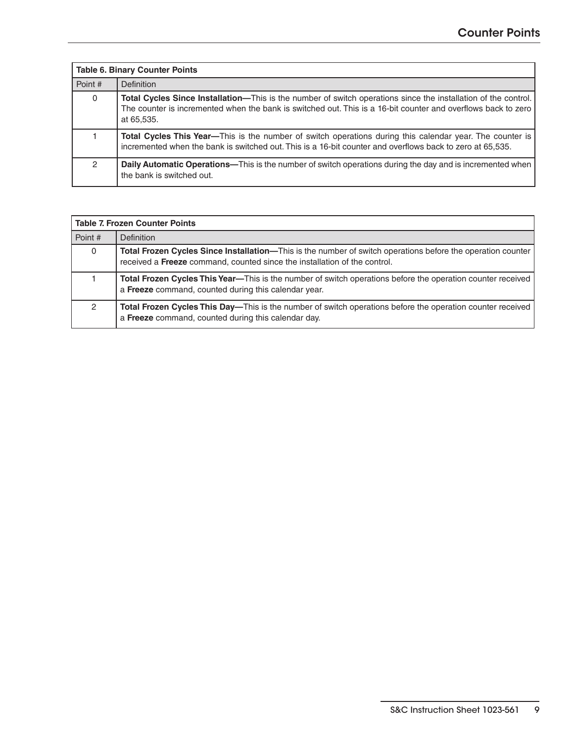## Counter Points

| Table 6. Binary Counter Points | |
|---|---|
| Point # | Definition |
| 0 | **Total Cycles Since Installation—**This is the number of switch operations since the installation of the control. The counter is incremented when the bank is switched out. This is a 16-bit counter and overflows back to zero at 65,535. |
| 1 | **Total Cycles This Year—**This is the number of switch operations during this calendar year. The counter is incremented when the bank is switched out. This is a 16-bit counter and overflows back to zero at 65,535. |
| 2 | **Daily Automatic Operations—**This is the number of switch operations during the day and is incremented when the bank is switched out. |

| Table 7. Frozen Counter Points | |
|---|---|
| Point # | Definition |
| 0 | **Total Frozen Cycles Since Installation—**This is the number of switch operations before the operation counter received a **Freeze** command, counted since the installation of the control. |
| 1 | **Total Frozen Cycles This Year—**This is the number of switch operations before the operation counter received a **Freeze** command, counted during this calendar year. |
| 2 | **Total Frozen Cycles This Day—**This is the number of switch operations before the operation counter received a **Freeze** command, counted during this calendar day. |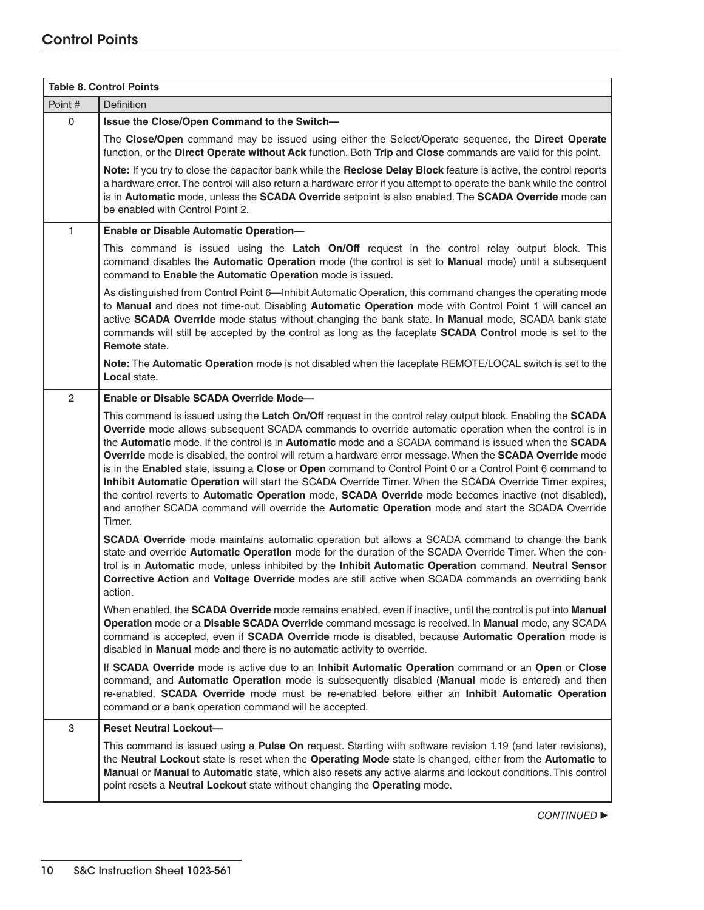## Control Points

**Table 8. Control Points**

| Point # | Definition |
|---|---|
| 0 | **Issue the Close/Open Command to the Switch—** <br><br> The **Close/Open** command may be issued using either the Select/Operate sequence, the **Direct Operate** function, or the **Direct Operate without Ack** function. Both **Trip** and **Close** commands are valid for this point. <br><br> **Note:** If you try to close the capacitor bank while the **Reclose Delay Block** feature is active, the control reports a hardware error. The control will also return a hardware error if you attempt to operate the bank while the control is in **Automatic** mode, unless the **SCADA Override** setpoint is also enabled. The **SCADA Override** mode can be enabled with Control Point 2. |
| 1 | **Enable or Disable Automatic Operation—** <br><br> This command is issued using the **Latch On/Off** request in the control relay output block. This command disables the **Automatic Operation** mode (the control is set to **Manual** mode) until a subsequent command to **Enable** the **Automatic Operation** mode is issued. <br><br> As distinguished from Control Point 6—Inhibit Automatic Operation, this command changes the operating mode to **Manual** and does not time-out. Disabling **Automatic Operation** mode with Control Point 1 will cancel an active **SCADA Override** mode status without changing the bank state. In **Manual** mode, SCADA bank state commands will still be accepted by the control as long as the faceplate **SCADA Control** mode is set to the **Remote** state. <br><br> **Note:** The **Automatic Operation** mode is not disabled when the faceplate REMOTE/LOCAL switch is set to the **Local** state. |
| 2 | **Enable or Disable SCADA Override Mode—** <br><br> This command is issued using the **Latch On/Off** request in the control relay output block. Enabling the **SCADA Override** mode allows subsequent SCADA commands to override automatic operation when the control is in the **Automatic** mode. If the control is in **Automatic** mode and a SCADA command is issued when the **SCADA Override** mode is disabled, the control will return a hardware error message. When the **SCADA Override** mode is in the **Enabled** state, issuing a **Close** or **Open** command to Control Point 0 or a Control Point 6 command to **Inhibit Automatic Operation** will start the SCADA Override Timer. When the SCADA Override Timer expires, the control reverts to **Automatic Operation** mode, **SCADA Override** mode becomes inactive (not disabled), and another SCADA command will override the **Automatic Operation** mode and start the SCADA Override Timer. <br><br> **SCADA Override** mode maintains automatic operation but allows a SCADA command to change the bank state and override **Automatic Operation** mode for the duration of the SCADA Override Timer. When the control is in **Automatic** mode, unless inhibited by the **Inhibit Automatic Operation** command, **Neutral Sensor Corrective Action** and **Voltage Override** modes are still active when SCADA commands an overriding bank action. <br><br> When enabled, the **SCADA Override** mode remains enabled, even if inactive, until the control is put into **Manual Operation** mode or a **Disable SCADA Override** command message is received. In **Manual** mode, any SCADA command is accepted, even if **SCADA Override** mode is disabled, because **Automatic Operation** mode is disabled in **Manual** mode and there is no automatic activity to override. <br><br> If **SCADA Override** mode is active due to an **Inhibit Automatic Operation** command or an **Open** or **Close** command, and **Automatic Operation** mode is subsequently disabled (**Manual** mode is entered) and then re-enabled, **SCADA Override** mode must be re-enabled before either an **Inhibit Automatic Operation** command or a bank operation command will be accepted. |
| 3 | **Reset Neutral Lockout—** <br><br> This command is issued using a **Pulse On** request. Starting with software revision 1.19 (and later revisions), the **Neutral Lockout** state is reset when the **Operating Mode** state is changed, either from the **Automatic** to **Manual** or **Manual** to **Automatic** state, which also resets any active alarms and lockout conditions. This control point resets a **Neutral Lockout** state without changing the **Operating** mode. |

*CONTINUED ►*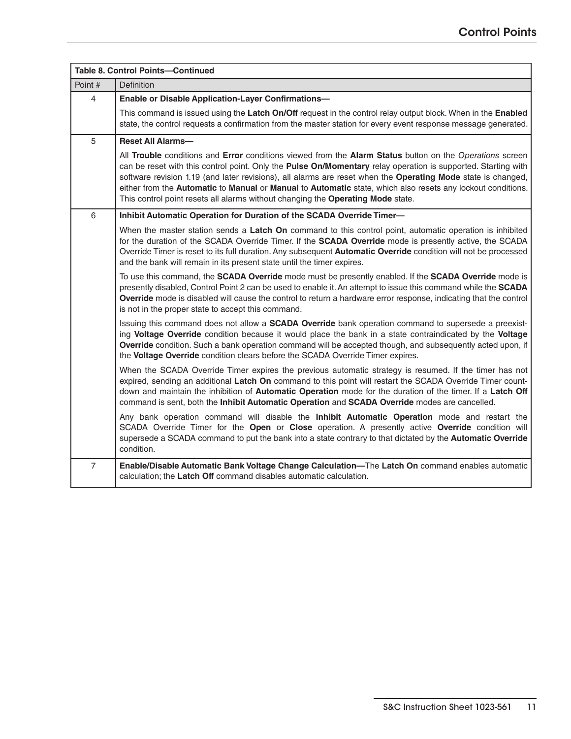**Table 8. Control Points—Continued**

| Point # | Definition |
|---|---|
| 4 | **Enable or Disable Application-Layer Confirmations—**<br><br>This command is issued using the **Latch On/Off** request in the control relay output block. When in the **Enabled** state, the control requests a confirmation from the master station for every event response message generated. |
| 5 | **Reset All Alarms—**<br><br>All **Trouble** conditions and **Error** conditions viewed from the **Alarm Status** button on the *Operations* screen can be reset with this control point. Only the **Pulse On/Momentary** relay operation is supported. Starting with software revision 1.19 (and later revisions), all alarms are reset when the **Operating Mode** state is changed, either from the **Automatic** to **Manual** or **Manual** to **Automatic** state, which also resets any lockout conditions. This control point resets all alarms without changing the **Operating Mode** state. |
| 6 | **Inhibit Automatic Operation for Duration of the SCADA Override Timer—**<br><br>When the master station sends a **Latch On** command to this control point, automatic operation is inhibited for the duration of the SCADA Override Timer. If the **SCADA Override** mode is presently active, the SCADA Override Timer is reset to its full duration. Any subsequent **Automatic Override** condition will not be processed and the bank will remain in its present state until the timer expires.<br><br>To use this command, the **SCADA Override** mode must be presently enabled. If the **SCADA Override** mode is presently disabled, Control Point 2 can be used to enable it. An attempt to issue this command while the **SCADA Override** mode is disabled will cause the control to return a hardware error response, indicating that the control is not in the proper state to accept this command.<br><br>Issuing this command does not allow a **SCADA Override** bank operation command to supersede a preexisting **Voltage Override** condition because it would place the bank in a state contraindicated by the **Voltage Override** condition. Such a bank operation command will be accepted though, and subsequently acted upon, if the **Voltage Override** condition clears before the SCADA Override Timer expires.<br><br>When the SCADA Override Timer expires the previous automatic strategy is resumed. If the timer has not expired, sending an additional **Latch On** command to this point will restart the SCADA Override Timer countdown and maintain the inhibition of **Automatic Operation** mode for the duration of the timer. If a **Latch Off** command is sent, both the **Inhibit Automatic Operation** and **SCADA Override** modes are cancelled.<br><br>Any bank operation command will disable the **Inhibit Automatic Operation** mode and restart the SCADA Override Timer for the **Open** or **Close** operation. A presently active **Override** condition will supersede a SCADA command to put the bank into a state contrary to that dictated by the **Automatic Override** condition. |
| 7 | **Enable/Disable Automatic Bank Voltage Change Calculation—**The **Latch On** command enables automatic calculation; the **Latch Off** command disables automatic calculation. |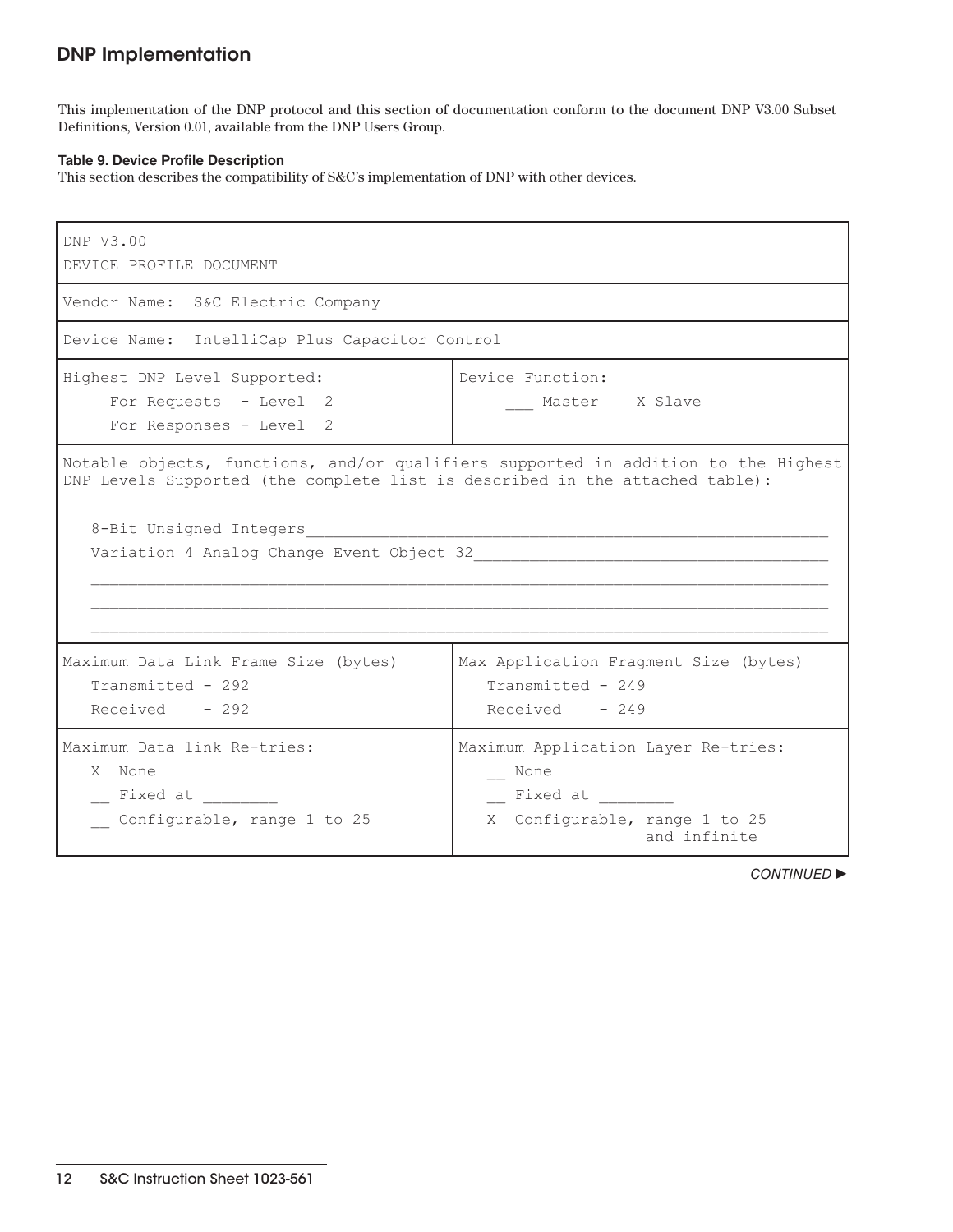## DNP Implementation

This implementation of the DNP protocol and this section of documentation conform to the document DNP V3.00 Subset Definitions, Version 0.01, available from the DNP Users Group.

**Table 9. Device Profile Description**

This section describes the compatibility of S&C's implementation of DNP with other devices.

| DNP V3.00<br>DEVICE PROFILE DOCUMENT | |
|---|---|
| Vendor Name: S&C Electric Company | |
| Device Name: IntelliCap Plus Capacitor Control | |
| Highest DNP Level Supported:<br>For Requests - Level 2<br>For Responses - Level 2 | Device Function:<br>___ Master X Slave |
| Notable objects, functions, and/or qualifiers supported in addition to the Highest DNP Levels Supported (the complete list is described in the attached table):<br><br>8-Bit Unsigned Integers<br>Variation 4 Analog Change Event Object 32 | |
| Maximum Data Link Frame Size (bytes)<br>Transmitted - 292<br>Received - 292 | Max Application Fragment Size (bytes)<br>Transmitted - 249<br>Received - 249 |
| Maximum Data link Re-tries:<br>X None<br>__ Fixed at ________<br>__ Configurable, range 1 to 25 | Maximum Application Layer Re-tries:<br>__ None<br>__ Fixed at ________<br>X Configurable, range 1 to 25 and infinite |

*CONTINUED ►*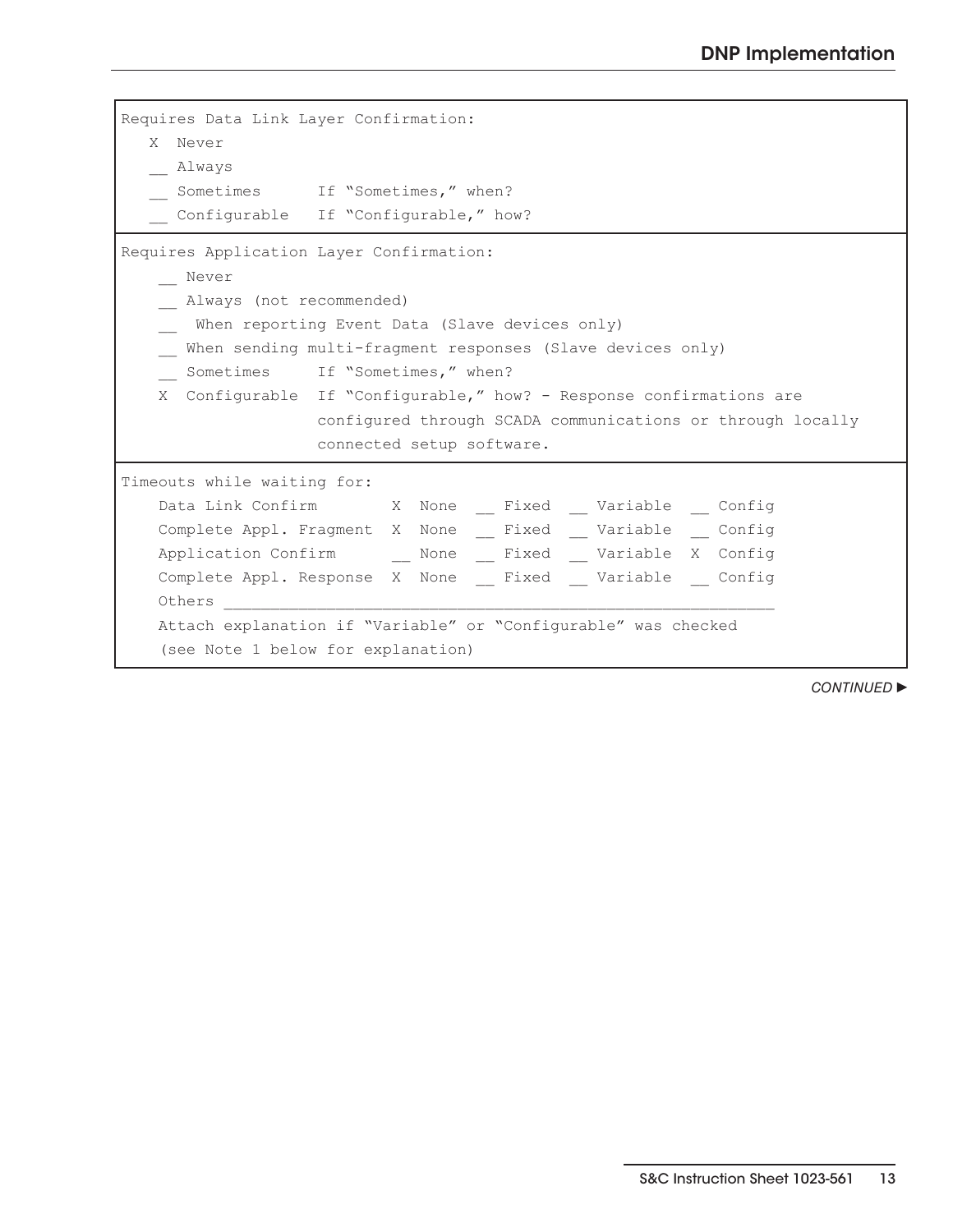```
Requires Data Link Layer Confirmation:
   X  Never
   __ Always
   __ Sometimes      If "Sometimes," when?
   __ Configurable   If "Configurable," how?
```

```
Requires Application Layer Confirmation:
    __ Never
    __ Always (not recommended)
    __  When reporting Event Data (Slave devices only)
    __ When sending multi-fragment responses (Slave devices only)
    __ Sometimes     If "Sometimes," when?
    X  Configurable  If "Configurable," how? - Response confirmations are
                     configured through SCADA communications or through locally
                     connected setup software.
```

```
Timeouts while waiting for:
    Data Link Confirm        X  None  __ Fixed  __ Variable  __ Config
    Complete Appl. Fragment  X  None  __ Fixed  __ Variable  __ Config
    Application Confirm      __ None  __ Fixed  __ Variable  X  Config
    Complete Appl. Response  X  None  __ Fixed  __ Variable  __ Config
    Others ___________________________________________________________
    Attach explanation if "Variable" or "Configurable" was checked
    (see Note 1 below for explanation)
```

*CONTINUED ►*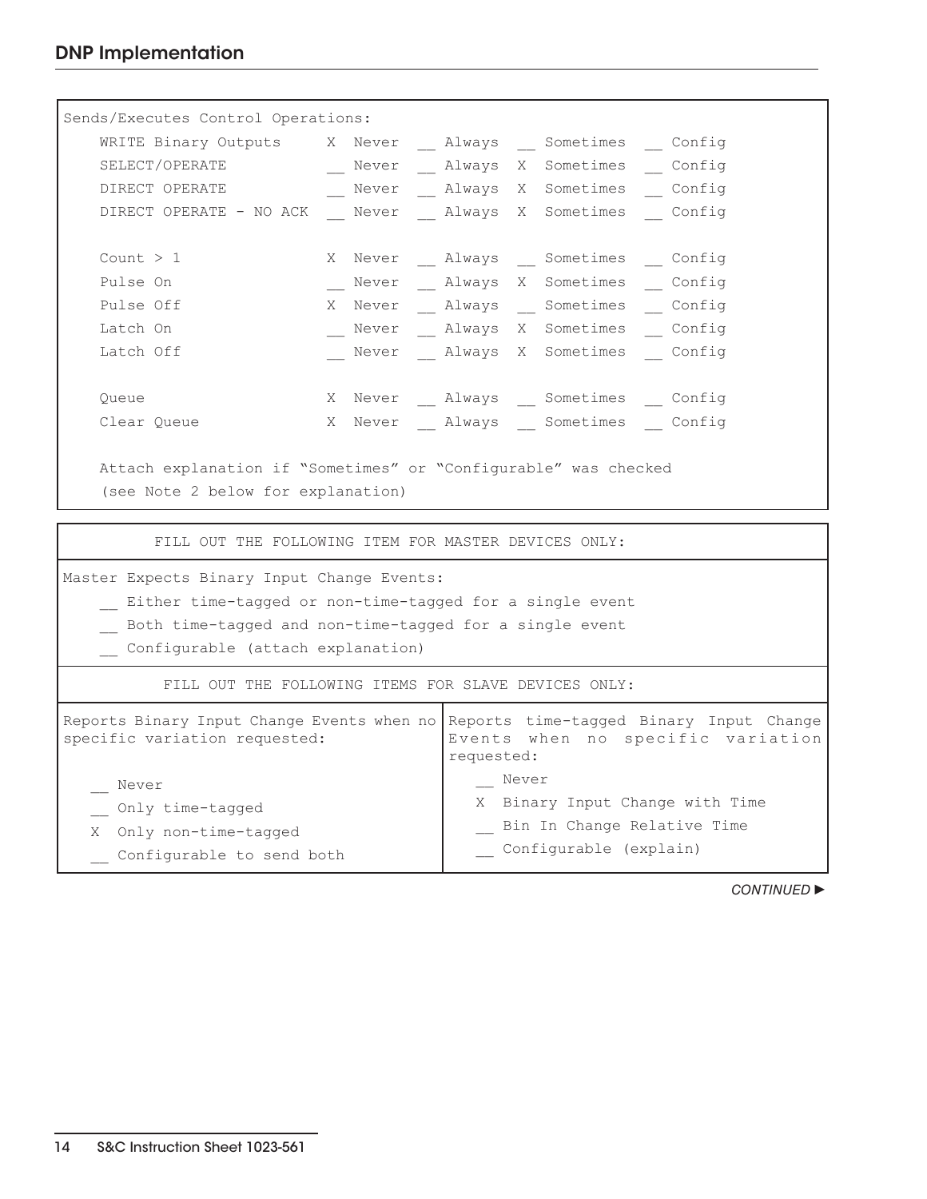## DNP Implementation

```
Sends/Executes Control Operations:
    WRITE Binary Outputs     X  Never  __ Always  __ Sometimes  __ Config
    SELECT/OPERATE           __ Never  __ Always  X  Sometimes  __ Config
    DIRECT OPERATE           __ Never  __ Always  X  Sometimes  __ Config
    DIRECT OPERATE - NO ACK  __ Never  __ Always  X  Sometimes  __ Config

    Count > 1                X  Never  __ Always  __ Sometimes  __ Config
    Pulse On                 __ Never  __ Always  X  Sometimes  __ Config
    Pulse Off                X  Never  __ Always  __ Sometimes  __ Config
    Latch On                 __ Never  __ Always  X  Sometimes  __ Config
    Latch Off                __ Never  __ Always  X  Sometimes  __ Config

    Queue                    X  Never  __ Always  __ Sometimes  __ Config
    Clear Queue              X  Never  __ Always  __ Sometimes  __ Config

    Attach explanation if "Sometimes" or "Configurable" was checked
    (see Note 2 below for explanation)
```

```
FILL OUT THE FOLLOWING ITEM FOR MASTER DEVICES ONLY:

Master Expects Binary Input Change Events:
    __ Either time-tagged or non-time-tagged for a single event
    __ Both time-tagged and non-time-tagged for a single event
    __ Configurable (attach explanation)
```

FILL OUT THE FOLLOWING ITEMS FOR SLAVE DEVICES ONLY:

| Reports Binary Input Change Events when no specific variation requested: | Reports time-tagged Binary Input Change Events when no specific variation requested: |
|---|---|
| __ Never | __ Never |
| __ Only time-tagged | X Binary Input Change with Time |
| X Only non-time-tagged | __ Bin In Change Relative Time |
| __ Configurable to send both | __ Configurable (explain) |

*CONTINUED ►*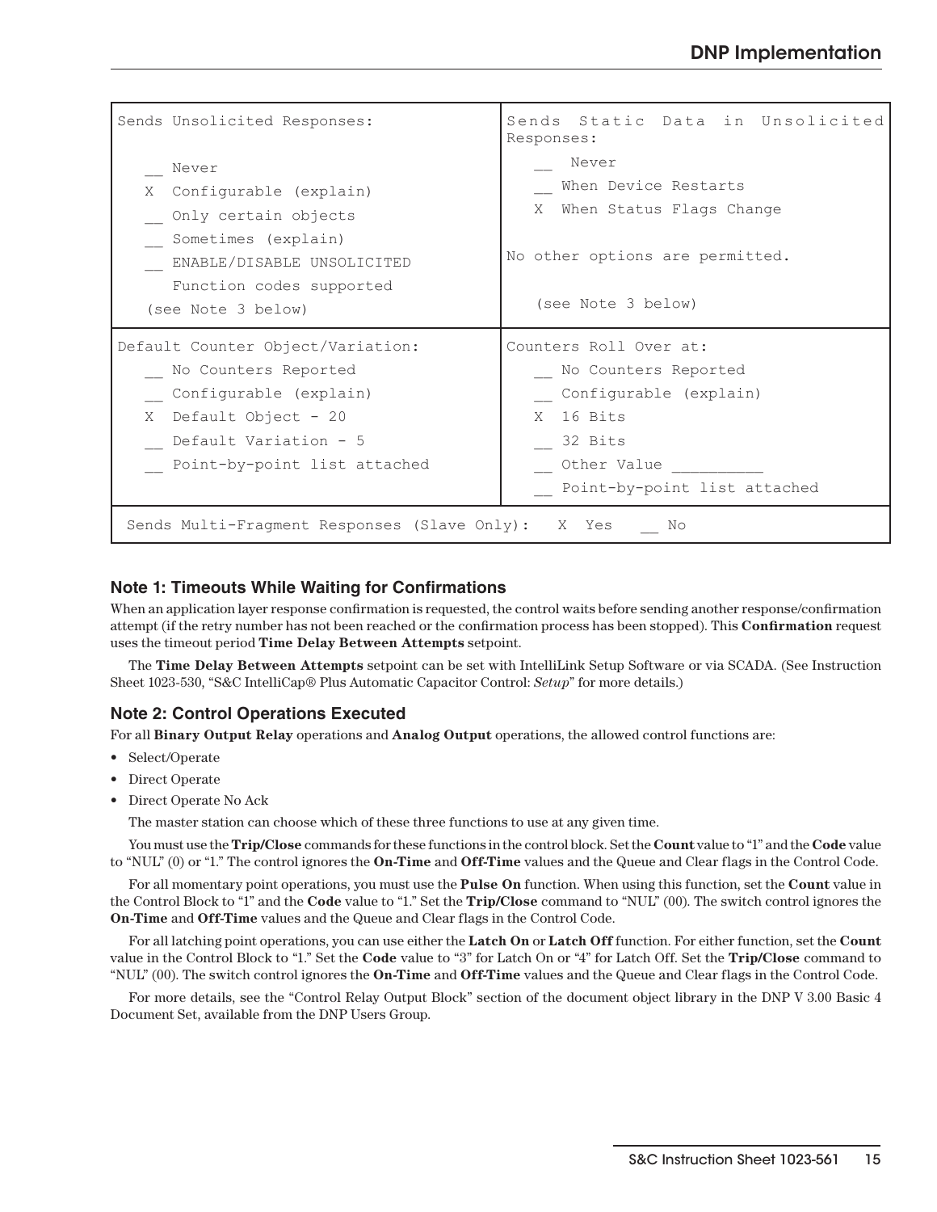| Sends Unsolicited Responses: | Sends Static Data in Unsolicited Responses: |
|---|---|
| __ Never<br>X Configurable (explain)<br>__ Only certain objects<br>__ Sometimes (explain)<br>__ ENABLE/DISABLE UNSOLICITED Function codes supported<br>(see Note 3 below) | __ Never<br>__ When Device Restarts<br>X When Status Flags Change<br><br>No other options are permitted.<br><br>(see Note 3 below) |
| Default Counter Object/Variation:<br>__ No Counters Reported<br>__ Configurable (explain)<br>X Default Object - 20<br>__ Default Variation - 5<br>__ Point-by-point list attached | Counters Roll Over at:<br>__ No Counters Reported<br>__ Configurable (explain)<br>X 16 Bits<br>__ 32 Bits<br>__ Other Value __________<br>__ Point-by-point list attached |
| Sends Multi-Fragment Responses (Slave Only): X Yes __ No | |

### Note 1: Timeouts While Waiting for Confirmations

When an application layer response confirmation is requested, the control waits before sending another response/confirmation attempt (if the retry number has not been reached or the confirmation process has been stopped). This **Confirmation** request uses the timeout period **Time Delay Between Attempts** setpoint.

The **Time Delay Between Attempts** setpoint can be set with IntelliLink Setup Software or via SCADA. (See Instruction Sheet 1023-530, "S&C IntelliCap® Plus Automatic Capacitor Control: *Setup*" for more details.)

### Note 2: Control Operations Executed

For all **Binary Output Relay** operations and **Analog Output** operations, the allowed control functions are:

- Select/Operate
- Direct Operate
- Direct Operate No Ack

The master station can choose which of these three functions to use at any given time.

You must use the **Trip/Close** commands for these functions in the control block. Set the **Count** value to "1" and the **Code** value to "NUL" (0) or "1." The control ignores the **On-Time** and **Off-Time** values and the Queue and Clear flags in the Control Code.

For all momentary point operations, you must use the **Pulse On** function. When using this function, set the **Count** value in the Control Block to "1" and the **Code** value to "1." Set the **Trip/Close** command to "NUL" (00). The switch control ignores the **On-Time** and **Off-Time** values and the Queue and Clear flags in the Control Code.

For all latching point operations, you can use either the **Latch On** or **Latch Off** function. For either function, set the **Count** value in the Control Block to "1." Set the **Code** value to "3" for Latch On or "4" for Latch Off. Set the **Trip/Close** command to "NUL" (00). The switch control ignores the **On-Time** and **Off-Time** values and the Queue and Clear flags in the Control Code.

For more details, see the "Control Relay Output Block" section of the document object library in the DNP V 3.00 Basic 4 Document Set, available from the DNP Users Group.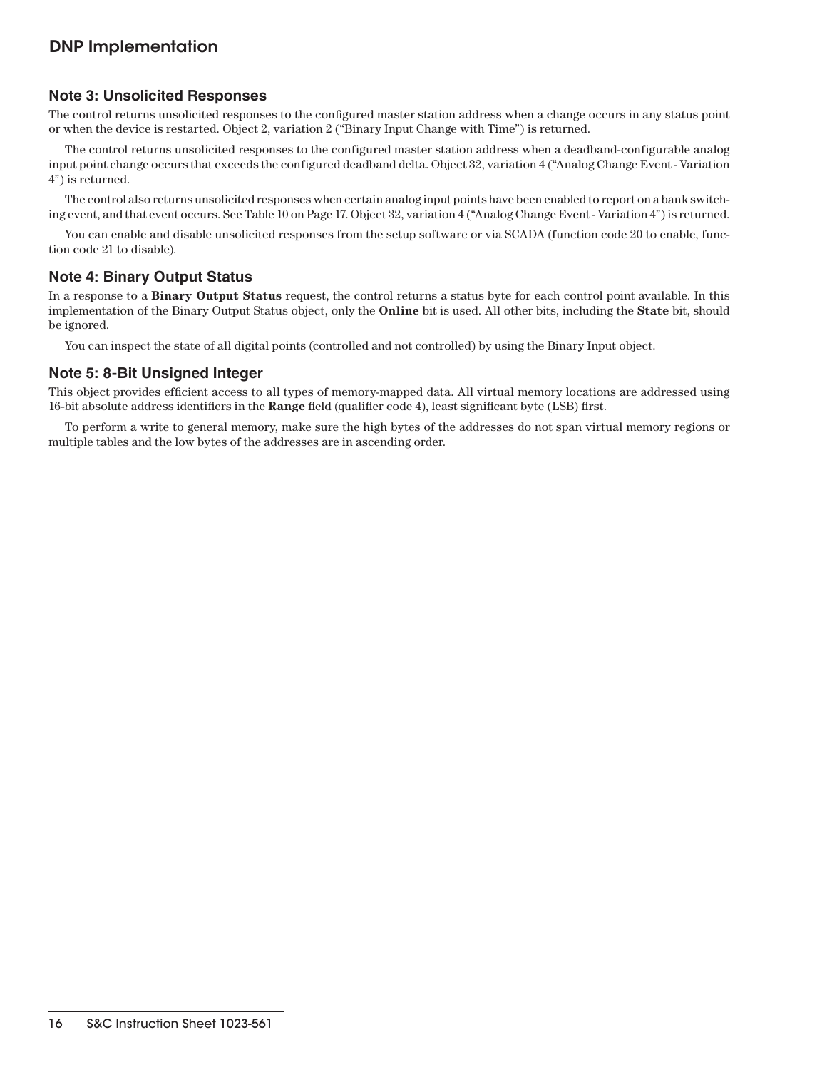## Note 3: Unsolicited Responses

The control returns unsolicited responses to the configured master station address when a change occurs in any status point or when the device is restarted. Object 2, variation 2 ("Binary Input Change with Time") is returned.

The control returns unsolicited responses to the configured master station address when a deadband-configurable analog input point change occurs that exceeds the configured deadband delta. Object 32, variation 4 ("Analog Change Event - Variation 4") is returned.

The control also returns unsolicited responses when certain analog input points have been enabled to report on a bank switching event, and that event occurs. See Table 10 on Page 17. Object 32, variation 4 ("Analog Change Event - Variation 4") is returned.

You can enable and disable unsolicited responses from the setup software or via SCADA (function code 20 to enable, function code 21 to disable).

## Note 4: Binary Output Status

In a response to a **Binary Output Status** request, the control returns a status byte for each control point available. In this implementation of the Binary Output Status object, only the **Online** bit is used. All other bits, including the **State** bit, should be ignored.

You can inspect the state of all digital points (controlled and not controlled) by using the Binary Input object.

## Note 5: 8-Bit Unsigned Integer

This object provides efficient access to all types of memory-mapped data. All virtual memory locations are addressed using 16-bit absolute address identifiers in the **Range** field (qualifier code 4), least significant byte (LSB) first.

To perform a write to general memory, make sure the high bytes of the addresses do not span virtual memory regions or multiple tables and the low bytes of the addresses are in ascending order.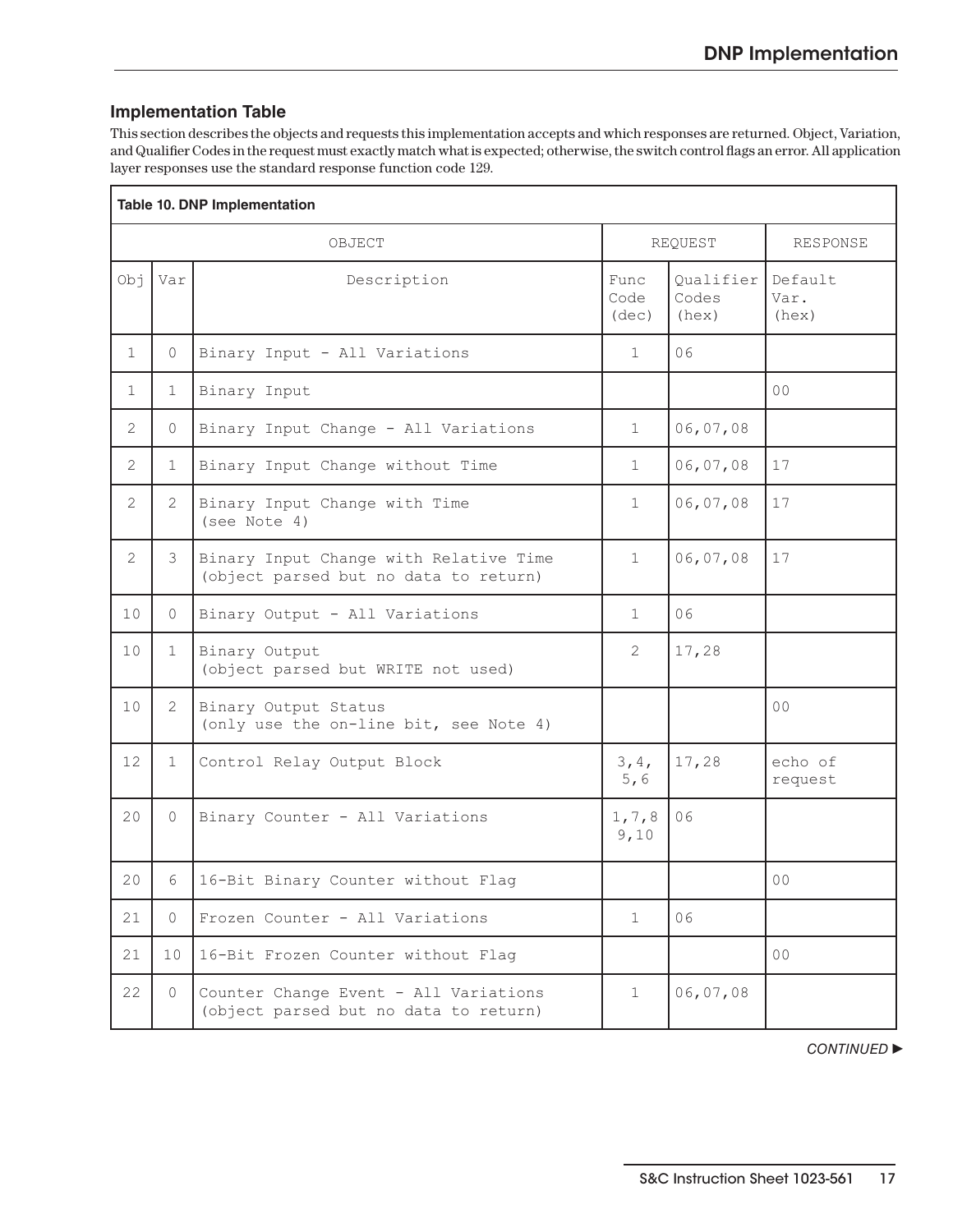## Implementation Table

This section describes the objects and requests this implementation accepts and which responses are returned. Object, Variation, and Qualifier Codes in the request must exactly match what is expected; otherwise, the switch control flags an error. All application layer responses use the standard response function code 129.

**Table 10. DNP Implementation**

| OBJECT | | | REQUEST | | RESPONSE |
|---|---|---|---|---|---|
| Obj | Var | Description | Func Code (dec) | Qualifier Codes (hex) | Default Var. (hex) |
| 1 | 0 | Binary Input - All Variations | 1 | 06 | |
| 1 | 1 | Binary Input | | | 00 |
| 2 | 0 | Binary Input Change - All Variations | 1 | 06,07,08 | |
| 2 | 1 | Binary Input Change without Time | 1 | 06,07,08 | 17 |
| 2 | 2 | Binary Input Change with Time (see Note 4) | 1 | 06,07,08 | 17 |
| 2 | 3 | Binary Input Change with Relative Time (object parsed but no data to return) | 1 | 06,07,08 | 17 |
| 10 | 0 | Binary Output - All Variations | 1 | 06 | |
| 10 | 1 | Binary Output (object parsed but WRITE not used) | 2 | 17,28 | |
| 10 | 2 | Binary Output Status (only use the on-line bit, see Note 4) | | | 00 |
| 12 | 1 | Control Relay Output Block | 3,4, 5,6 | 17,28 | echo of request |
| 20 | 0 | Binary Counter - All Variations | 1,7,8 9,10 | 06 | |
| 20 | 6 | 16-Bit Binary Counter without Flag | | | 00 |
| 21 | 0 | Frozen Counter - All Variations | 1 | 06 | |
| 21 | 10 | 16-Bit Frozen Counter without Flag | | | 00 |
| 22 | 0 | Counter Change Event - All Variations (object parsed but no data to return) | 1 | 06,07,08 | |

*CONTINUED ►*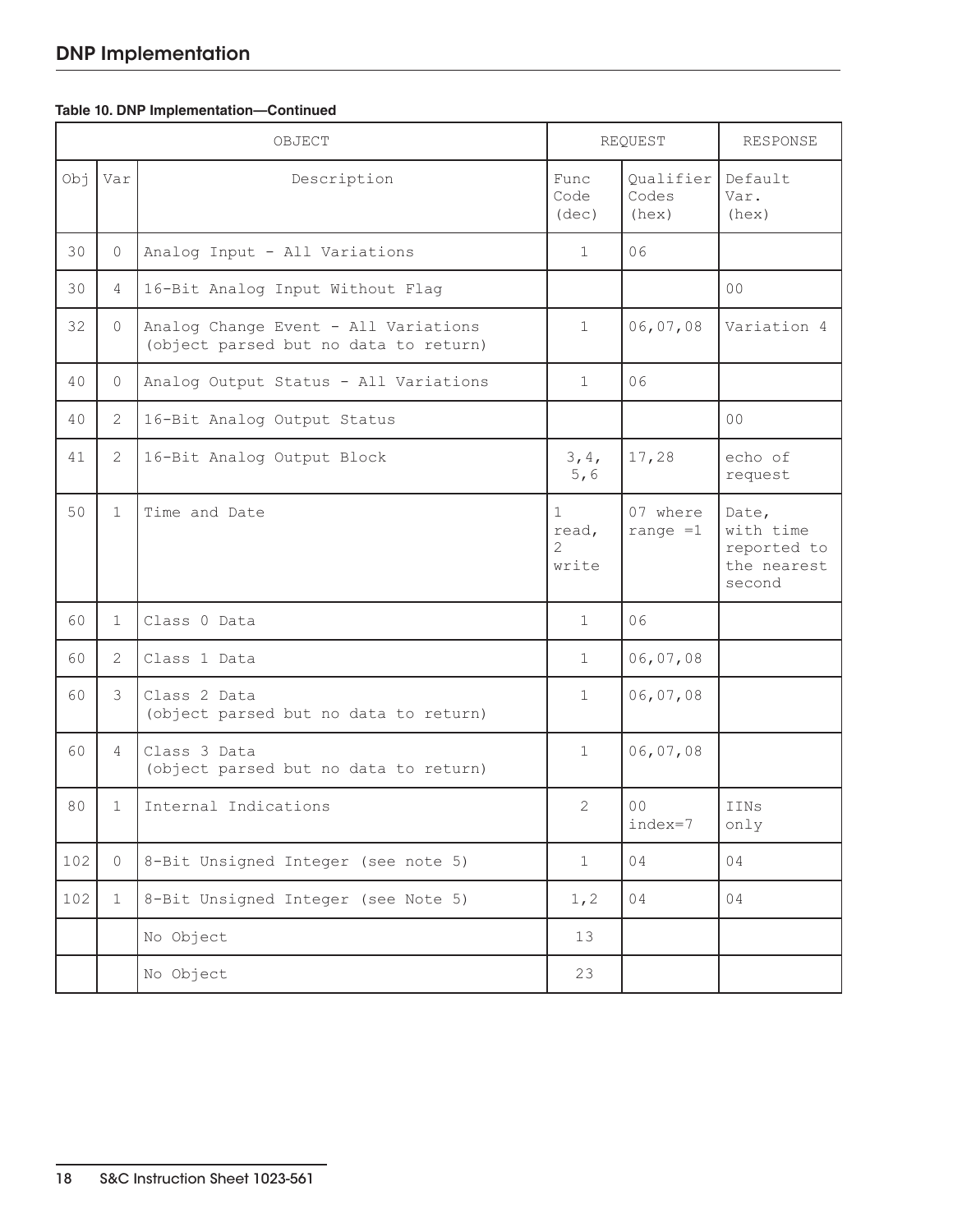## DNP Implementation

**Table 10. DNP Implementation—Continued**

| OBJECT | | | REQUEST | | RESPONSE |
|---|---|---|---|---|---|
| Obj | Var | Description | Func Code (dec) | Qualifier Codes (hex) | Default Var. (hex) |
| 30 | 0 | Analog Input - All Variations | 1 | 06 | |
| 30 | 4 | 16-Bit Analog Input Without Flag | | | 00 |
| 32 | 0 | Analog Change Event - All Variations (object parsed but no data to return) | 1 | 06,07,08 | Variation 4 |
| 40 | 0 | Analog Output Status - All Variations | 1 | 06 | |
| 40 | 2 | 16-Bit Analog Output Status | | | 00 |
| 41 | 2 | 16-Bit Analog Output Block | 3,4, 5,6 | 17,28 | echo of request |
| 50 | 1 | Time and Date | 1 read, 2 write | 07 where range =1 | Date, with time reported to the nearest second |
| 60 | 1 | Class 0 Data | 1 | 06 | |
| 60 | 2 | Class 1 Data | 1 | 06,07,08 | |
| 60 | 3 | Class 2 Data (object parsed but no data to return) | 1 | 06,07,08 | |
| 60 | 4 | Class 3 Data (object parsed but no data to return) | 1 | 06,07,08 | |
| 80 | 1 | Internal Indications | 2 | 00 index=7 | IINs only |
| 102 | 0 | 8-Bit Unsigned Integer (see note 5) | 1 | 04 | 04 |
| 102 | 1 | 8-Bit Unsigned Integer (see Note 5) | 1,2 | 04 | 04 |
| | | No Object | 13 | | |
| | | No Object | 23 | | |